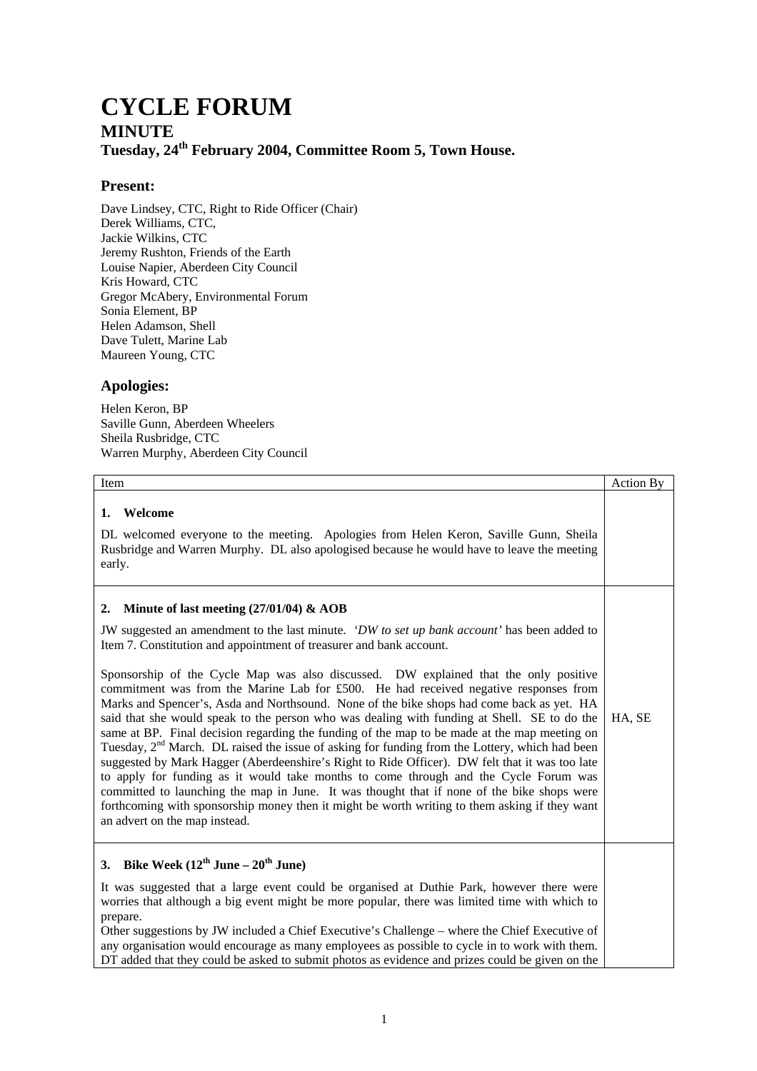# CYCLE FORUM

## MINUTE

### Tuesday, 24th February 2004, Committee Room 5, Town House.

## Present:

Dave Lindsey, CTC, Right to Ride Officer (Chair)
Derek Williams, CTC,
Jackie Wilkins, CTC
Jeremy Rushton, Friends of the Earth
Louise Napier, Aberdeen City Council
Kris Howard, CTC
Gregor McAbery, Environmental Forum
Sonia Element, BP
Helen Adamson, Shell
Dave Tulett, Marine Lab
Maureen Young, CTC

## Apologies:

Helen Keron, BP
Saville Gunn, Aberdeen Wheelers
Sheila Rusbridge, CTC
Warren Murphy, Aberdeen City Council

| Item | Action By |
|---|---|
| **1. Welcome**<br><br>DL welcomed everyone to the meeting. Apologies from Helen Keron, Saville Gunn, Sheila Rusbridge and Warren Murphy. DL also apologised because he would have to leave the meeting early. | |
| **2. Minute of last meeting (27/01/04) & AOB**<br><br>JW suggested an amendment to the last minute. *'DW to set up bank account'* has been added to Item 7. Constitution and appointment of treasurer and bank account.<br><br>Sponsorship of the Cycle Map was also discussed. DW explained that the only positive commitment was from the Marine Lab for £500. He had received negative responses from Marks and Spencer's, Asda and Northsound. None of the bike shops had come back as yet. HA said that she would speak to the person who was dealing with funding at Shell. SE to do the same at BP. Final decision regarding the funding of the map to be made at the map meeting on Tuesday, 2nd March. DL raised the issue of asking for funding from the Lottery, which had been suggested by Mark Hagger (Aberdeenshire's Right to Ride Officer). DW felt that it was too late to apply for funding as it would take months to come through and the Cycle Forum was committed to launching the map in June. It was thought that if none of the bike shops were forthcoming with sponsorship money then it might be worth writing to them asking if they want an advert on the map instead. | HA, SE |
| **3. Bike Week (12th June – 20th June)**<br><br>It was suggested that a large event could be organised at Duthie Park, however there were worries that although a big event might be more popular, there was limited time with which to prepare.<br>Other suggestions by JW included a Chief Executive's Challenge – where the Chief Executive of any organisation would encourage as many employees as possible to cycle in to work with them. DT added that they could be asked to submit photos as evidence and prizes could be given on the | |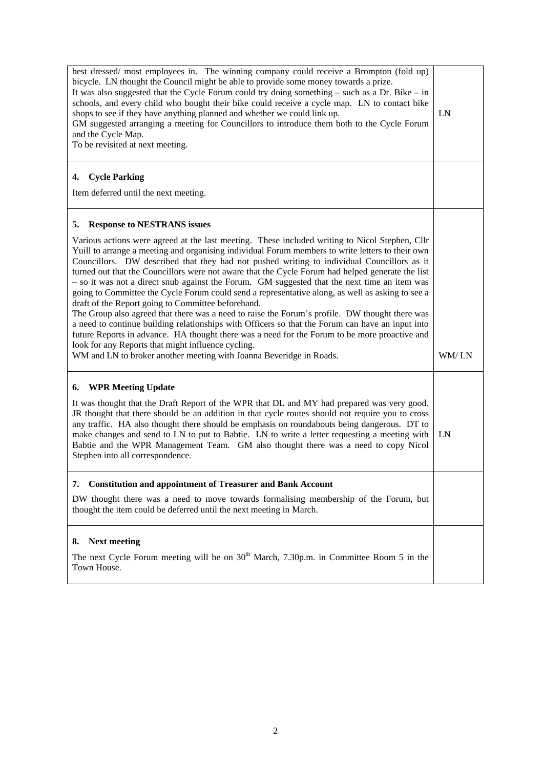| | |
|---|---|
| best dressed/ most employees in. The winning company could receive a Brompton (fold up) bicycle. LN thought the Council might be able to provide some money towards a prize.<br>It was also suggested that the Cycle Forum could try doing something – such as a Dr. Bike – in schools, and every child who bought their bike could receive a cycle map. LN to contact bike shops to see if they have anything planned and whether we could link up.<br>GM suggested arranging a meeting for Councillors to introduce them both to the Cycle Forum and the Cycle Map.<br>To be revisited at next meeting. | LN |
| **4. Cycle Parking**<br><br>Item deferred until the next meeting. | |
| **5. Response to NESTRANS issues**<br><br>Various actions were agreed at the last meeting. These included writing to Nicol Stephen, Cllr Yuill to arrange a meeting and organising individual Forum members to write letters to their own Councillors. DW described that they had not pushed writing to individual Councillors as it turned out that the Councillors were not aware that the Cycle Forum had helped generate the list – so it was not a direct snub against the Forum. GM suggested that the next time an item was going to Committee the Cycle Forum could send a representative along, as well as asking to see a draft of the Report going to Committee beforehand.<br>The Group also agreed that there was a need to raise the Forum's profile. DW thought there was a need to continue building relationships with Officers so that the Forum can have an input into future Reports in advance. HA thought there was a need for the Forum to be more proactive and look for any Reports that might influence cycling.<br>WM and LN to broker another meeting with Joanna Beveridge in Roads. | WM/ LN |
| **6. WPR Meeting Update**<br><br>It was thought that the Draft Report of the WPR that DL and MY had prepared was very good. JR thought that there should be an addition in that cycle routes should not require you to cross any traffic. HA also thought there should be emphasis on roundabouts being dangerous. DT to make changes and send to LN to put to Babtie. LN to write a letter requesting a meeting with Babtie and the WPR Management Team. GM also thought there was a need to copy Nicol Stephen into all correspondence. | LN |
| **7. Constitution and appointment of Treasurer and Bank Account**<br><br>DW thought there was a need to move towards formalising membership of the Forum, but thought the item could be deferred until the next meeting in March. | |
| **8. Next meeting**<br><br>The next Cycle Forum meeting will be on 30th March, 7.30p.m. in Committee Room 5 in the Town House. | |